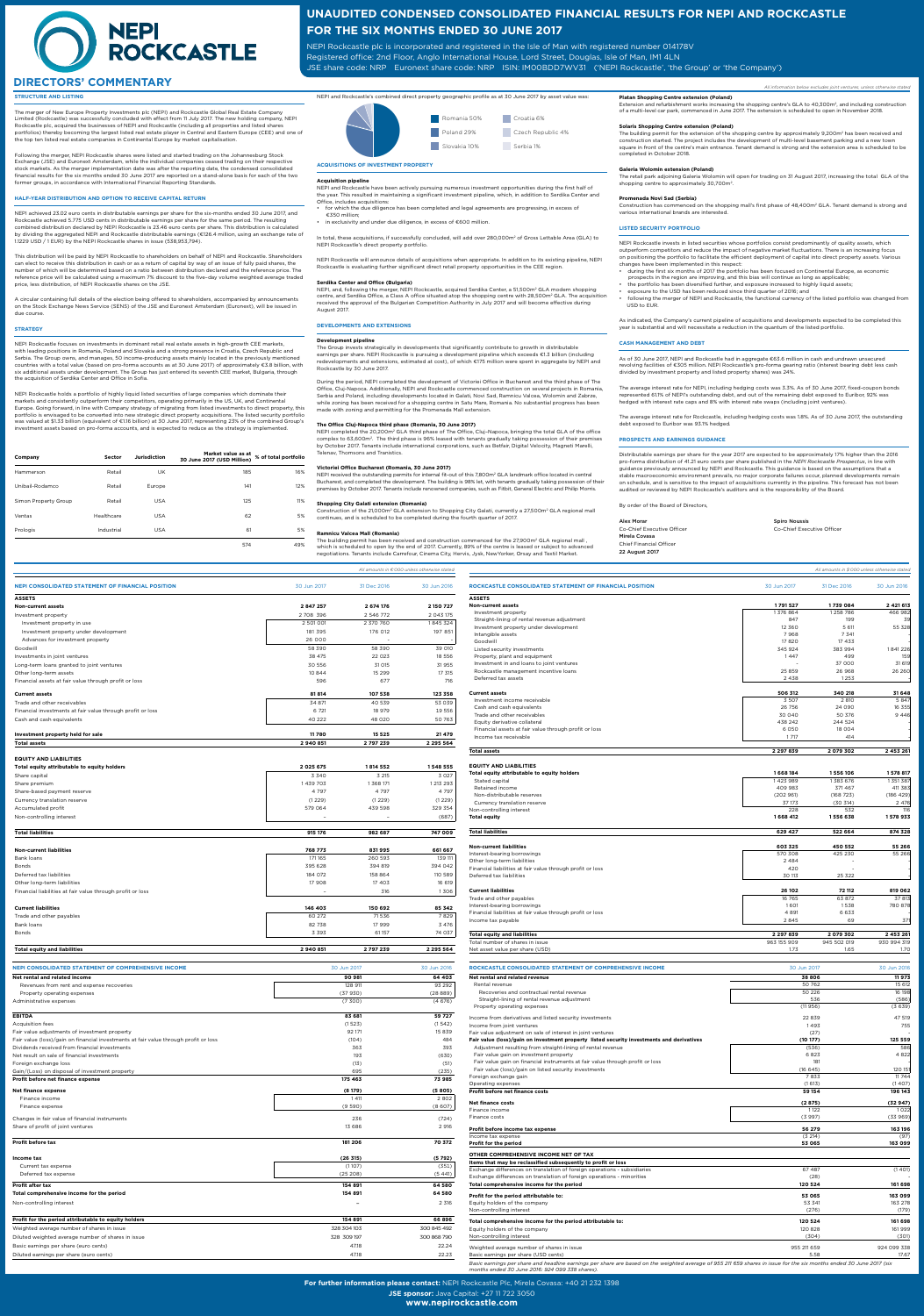# UNAUDITED CONDENSED CONSOLIDATED FINANCIAL RESULTS FOR NEPI AND ROCKCASTLE FOR THE SIX MONTHS ENDED 30 JUNE 2017

NEPI Rockcastle plc is incorporated and registered in the Isle of Man with registered number 014178V
Registered office: 2nd Floor, Anglo International House, Lord Street, Douglas, Isle of Man, IM1 4LN
JSE share code: NRP Euronext share code: NRP ISIN: IM00BDD7WV31 ('NEPI Rockcastle', 'the Group' or 'the Company')

## DIRECTORS' COMMENTARY

*All information below excludes joint ventures, unless otherwise stated*

### STRUCTURE AND LISTING

The merger of New Europe Property Investments plc (NEPI) and Rockcastle Global Real Estate Company Limited (Rockcastle) was successfully concluded with effect from 11 July 2017. The new holding company, NEPI Rockcastle plc, acquired the businesses of NEPI and Rockcastle (including all properties and listed shares portfolios) thereby becoming the largest listed real estate player in Central and Eastern Europe (CEE) and one of the top ten listed real estate companies in Continental Europe by market capitalisation.

Following the merger, NEPI Rockcastle shares were listed and started trading on the Johannesburg Stock Exchange (JSE) and Euronext Amsterdam, while the individual companies ceased trading on their respective stock markets. As the merger implementation date was after the reporting date, the condensed consolidated financial results for the six months ended 30 June 2017 are reported on a stand-alone basis for each of the two former groups, in accordance with International Financial Reporting Standards.

### HALF-YEAR DISTRIBUTION AND OPTION TO RECEIVE CAPITAL RETURN

NEPI achieved 23.02 euro cents in distributable earnings per share for the six-months ended 30 June 2017, and Rockcastle achieved 5.775 USD cents in distributable earnings per share for the same period. The resulting combined distribution declared by NEPI Rockcastle is 23.46 euro cents per share. This distribution is calculated by dividing the aggregated NEPI and Rockcastle distributable earnings (€126.4 million, using an exchange rate of 1.1229 USD / 1 EUR) by the NEPI Rockcastle shares in issue (538,953,794).

This distribution will be paid by NEPI Rockcastle to shareholders on behalf of NEPI and Rockcastle. Shareholders can elect to receive this distribution in cash or as a return of capital by way of an issue of fully paid shares, the number of which will be determined based on a ratio between distribution declared and the reference price. The reference price will be calculated using a maximum 7% discount to the five-day volume weighted average traded price, less distribution, of NEPI Rockcastle shares on the JSE.

A circular containing full details of the election being offered to shareholders, accompanied by announcements on the Stock Exchange News Service (SENS) of the JSE and Euronext Amsterdam (Euronext), will be issued in due course.

### STRATEGY

NEPI Rockcastle focuses on investments in dominant retail real estate assets in high-growth CEE markets, with leading positions in Romania, Poland and Slovakia and a strong presence in Croatia, Czech Republic and Serbia. The Group owns, and manages, 50 income-producing assets mainly located in the previously mentioned countries with a total value (based on pro-forma accounts as at 30 June 2017) of approximately €3.8 billion, with six additional assets under development. The Group has just entered its seventh CEE market, Bulgaria, through the acquisition of Serdika Center and office in Sofia.

NEPI Rockcastle holds a portfolio of highly liquid listed securities of large companies which dominate their markets and consistently outperform their competitors, operating primarily in the US, UK, and Continental Europe. Going forward, in line with Company strategy of migrating from listed investments to direct property, this portfolio is envisaged to be converted into new strategic direct property acquisitions. The listed security portfolio was valued at $1.33 billion (equivalent of €1.16 billion) at 30 June 2017, representing 23% of the combined Group's investment assets based on pro-forma accounts, and is expected to reduce as the strategy is implemented.

| Company | Sector | Jurisdiction | Market value as at 30 June 2017 (USD Million) | % of total portfolio |
|---|---|---|---|---|
| Hammerson | Retail | UK | 185 | 16% |
| Unibail-Rodamco | Retail | Europe | 141 | 12% |
| Simon Property Group | Retail | USA | 125 | 11% |
| Ventas | Healthcare | USA | 62 | 5% |
| Prologis | Industrial | USA | 61 | 5% |
| | | | 574 | 49% |

NEPI and Rockcastle's combined direct property geographic profile as at 30 June 2017 by asset value was:

- Romania 50%
- Poland 29%
- Slovakia 10%
- Croatia 6%
- Czech Republic 4%
- Serbia 1%

### ACQUISITIONS OF INVESTMENT PROPERTY

**Acquisition pipeline**

NEPI and Rockcastle have been actively pursuing numerous investment opportunities during the first half of the year. This resulted in maintaining a significant investment pipeline, which, in addition to Serdika Center and Office, includes acquisitions:

- for which the due diligence has been completed and legal agreements are progressing, in excess of €350 million;
- in exclusivity and under due diligence, in excess of €600 million.

In total, these acquisitions, if successfully concluded, will add over 280,000m² of Gross Lettable Area (GLA) to NEPI Rockcastle's direct property portfolio.

NEPI Rockcastle will announce details of acquisitions when appropriate. In addition to its existing pipeline, NEPI Rockcastle is evaluating further significant direct retail property opportunities in the CEE region.

**Serdika Center and Office (Bulgaria)**

NEPI, and, following the merger, NEPI Rockcastle, acquired Serdika Center, a 51,500m² GLA modern shopping centre, and Serdika Office, a Class A office situated atop the shopping centre with 28,500m² GLA. The acquisition received the approval of the Bulgarian Competition Authority in July 2017 and will become effective during August 2017.

### DEVELOPMENTS AND EXTENSIONS

**Development pipeline**

The Group invests strategically in developments that significantly contribute to growth in distributable earnings per share. NEPI Rockcastle is pursuing a development pipeline which exceeds €1.3 billion (including redevelopments and extensions, estimated at cost), of which €175 million were spent in aggregate by NEPI and Rockcastle by 30 June 2017.

During the period, NEPI completed the development of Victoriei Office in Bucharest and the third phase of The Office, Cluj-Napoca. Additionally, NEPI and Rockcastle commenced construction on several projects in Romania, Serbia and Poland, including developments located in Galati, Novi Sad, Ramnicu Valcea, Wolomin and Zabrze, while zoning has been received for a shopping centre in Satu Mare, Romania. No substantial progress has been made with zoning and permitting for the Promenada Mall extension.

**The Office Cluj-Napoca third phase (Romania, 30 June 2017)**

NEPI completed the 20,200m² GLA third phase of The Office, Cluj-Napoca, bringing the total GLA of the office complex to 63,600m². The third phase is 96% leased with tenants gradually taking possession of their premises by October 2017. Tenants include international corporations, such as Betfair, Digital Velocity, Magneti Marelli, Telenav, Thomsons and Transitics.

**Victoriei Office Bucharest (Romania, 30 June 2017)**

NEPI received the outstanding permits for internal fit-out of this 7,800m² GLA landmark office located in central Bucharest, and completed the development. The building is 98% let, with tenants gradually taking possession of their premises by October 2017. Tenants include renowned companies, such as Fitbit, General Electric and Philip Morris.

**Shopping City Galati extension (Romania)**

Construction of the 21,000m² GLA extension to Shopping City Galati, currently a 27,500m² GLA regional mall continues, and is scheduled to be completed during the fourth quarter of 2017.

**Ramnicu Valcea Mall (Romania)**

The building permit has been received and construction commenced for the 27,900m² GLA regional mall , which is scheduled to open by the end of 2017. Currently, 89% of the centre is leased or subject to advanced negotiations. Tenants include Carrefour, Cinema City, Hervis, Jysk, NewYorker, Orsay and Textil Market.

**Platan Shopping Centre extension (Poland)**

Extension and refurbishment works increasing the shopping centre's GLA to 40,300m², and including construction of a multi-level car park, commenced in June 2017. The extension is scheduled to open in November 2018.

**Solaris Shopping Centre extension (Poland)**

The building permit for the extension of the shopping centre by approximately 9,200m² has been received and construction started. The project includes the development of multi-level basement parking and a new town square in front of the centre's main entrance. Tenant demand is strong and the extension area is scheduled to be completed in October 2018.

**Galeria Wolomin extension (Poland)**

The retail park adjoining Galeria Wolomin will open for trading on 31 August 2017, increasing the total GLA of the shopping centre to approximately 30,700m².

**Promenada Novi Sad (Serbia)**

Construction has commenced on the shopping mall's first phase of 48,400m² GLA. Tenant demand is strong and various international brands are interested.

### LISTED SECURITY PORTFOLIO

NEPI Rockcastle invests in listed securities whose portfolios consist predominantly of quality assets, which outperform competitors and reduce the impact of negative market fluctuations. There is an increasing focus on positioning the portfolio to facilitate the efficient deployment of capital into direct property assets. Various changes have been implemented in this respect:

- during the first six months of 2017 the portfolio has been focused on Continental Europe, as economic prospects in the region are improving, and this bias will continue as long as applicable;
- the portfolio has been diversified further, and exposure increased to highly liquid assets;
- exposure to the USD has been reduced since third quarter of 2016; and
- following the merger of NEPI and Rockcastle, the functional currency of the listed portfolio was changed from USD to EUR.

As indicated, the Company's current pipeline of acquisitions and developments expected to be completed this year is substantial and will necessitate a reduction in the quantum of the listed portfolio.

### CASH MANAGEMENT AND DEBT

As of 30 June 2017, NEPI and Rockcastle had in aggregate €63.6 million in cash and undrawn unsecured revolving facilities of €305 million. NEPI Rockcastle's pro-forma gearing ratio (interest bearing debt less cash divided by investment property and listed property shares) was 24%.

The average interest rate for NEPI, including hedging costs was 3.3%. As of 30 June 2017, fixed-coupon bonds represented 61.1% of NEPI's outstanding debt, and out of the remaining debt exposed to Euribor, 92% was hedged with interest rate caps and 8% with interest rate swaps (including joint ventures).

The average interest rate for Rockcastle, including hedging costs was 1.8%. As of 30 June 2017, the outstanding debt exposed to Euribor was 93.1% hedged.

### PROSPECTS AND EARNINGS GUIDANCE

Distributable earnings per share for the year 2017 are expected to be approximately 17% higher than the 2016 pro-forma distribution of 41.21 euro cents per share published in the *NEPI Rockcastle Prospectus*, in line with guidance previously announced by NEPI and Rockcastle. This guidance is based on the assumptions that a stable macroeconomic environment prevails, no major corporate failures occur, planned developments remain on schedule, and is sensitive to the impact of acquisitions currently in the pipeline. This forecast has not been audited or reviewed by NEPI Rockcastle's auditors and is the responsibility of the Board.

By order of the Board of Directors,

**Alex Morar**
Co-Chief Executive Officer

**Spiro Noussis**
Co-Chief Executive Officer

**Mirela Covasa**
Chief Financial Officer

**22 August 2017**

*All amounts in €'000 unless otherwise stated*

| NEPI CONSOLIDATED STATEMENT OF FINANCIAL POSITION | 30 Jun 2017 | 31 Dec 2016 | 30 Jun 2016 |
|---|---|---|---|
| **ASSETS** | | | |
| **Non-current assets** | **2 847 257** | **2 674 176** | **2 150 727** |
| Investment property | 2 708 396 | 2 546 772 | 2 043 175 |
| Investment property in use | 2 501 001 | 2 370 760 | 1 845 324 |
| Investment property under development | 181 395 | 176 012 | 197 851 |
| Advances for investment property | 26 000 | - | - |
| Goodwill | 58 390 | 58 390 | 39 010 |
| Investments in joint ventures | 38 475 | 22 023 | 18 556 |
| Long-term loans granted to joint ventures | 30 556 | 31 015 | 31 955 |
| Other long-term assets | 10 844 | 15 299 | 17 315 |
| Financial assets at fair value through profit or loss | 596 | 677 | 716 |
| **Current assets** | **81 814** | **107 538** | **123 358** |
| Trade and other receivables | 34 871 | 40 539 | 53 039 |
| Financial investments at fair value through profit or loss | 6 721 | 18 979 | 19 556 |
| Cash and cash equivalents | 40 222 | 48 020 | 50 763 |
| **Investment property held for sale** | **11 780** | **15 525** | **21 479** |
| **Total assets** | **2 940 851** | **2 797 239** | **2 295 564** |
| **EQUITY AND LIABILITIES** | | | |
| **Total equity attributable to equity holders** | **2 025 675** | **1 814 552** | **1 548 555** |
| Share capital | 3 340 | 3 215 | 3 027 |
| Share premium | 1 439 703 | 1 368 171 | 1 213 293 |
| Share-based payment reserve | 4 797 | 4 797 | 4 797 |
| Currency translation reserve | (1 229) | (1 229) | (1 229) |
| Accumulated profit | 579 064 | 439 598 | 329 354 |
| Non-controlling interest | - | - | (687) |
| **Total liabilities** | **915 176** | **982 687** | **747 009** |
| **Non-current liabilities** | **768 773** | **831 995** | **661 667** |
| Bank loans | 171 165 | 260 593 | 139 111 |
| Bonds | 395 628 | 394 819 | 394 042 |
| Deferred tax liabilities | 184 072 | 158 864 | 110 589 |
| Other long-term liabilities | 17 908 | 17 403 | 16 619 |
| Financial liabilities at fair value through profit or loss | - | 316 | 1 306 |
| **Current liabilities** | **146 403** | **150 692** | **85 342** |
| Trade and other payables | 60 272 | 71 536 | 7 829 |
| Bank loans | 82 738 | 17 999 | 3 476 |
| Bonds | 3 393 | 61 157 | 74 037 |
| **Total equity and liabilities** | **2 940 851** | **2 797 239** | **2 295 564** |

| NEPI CONSOLIDATED STATEMENT OF COMPREHENSIVE INCOME | 30 Jun 2017 | 30 Jun 2016 |
|---|---|---|
| **Net rental and related income** | **90 981** | **64 403** |
| Revenues from rent and expense recoveries | 128 911 | 93 292 |
| Property operating expenses | (37 930) | (28 889) |
| Administrative expenses | (7 300) | (4 676) |
| **EBITDA** | **83 681** | **59 727** |
| Acquisition fees | (1 523) | (1 542) |
| Fair value adjustments of investment property | 92 171 | 15 839 |
| Fair value (loss)/gain on financial investments at fair value through profit or loss | (104) | 484 |
| Dividends received from financial investments | 363 | 393 |
| Net result on sale of financial investments | 193 | (630) |
| Foreign exchange loss | (13) | (51) |
| Gain/(Loss) on disposal of investment property | 695 | (235) |
| **Profit before net finance expense** | **175 463** | **73 985** |
| **Net finance expense** | **(8 179)** | **(5 805)** |
| Finance income | 1 411 | 2 802 |
| Finance expense | (9 590) | (8 607) |
| Changes in fair value of financial instruments | 236 | (724) |
| Share of profit of joint ventures | 13 686 | 2 916 |
| **Profit before tax** | **181 206** | **70 372** |
| **Income tax** | **(26 315)** | **(5 792)** |
| Current tax expense | (1 107) | (351) |
| Deferred tax expense | (25 208) | (5 441) |
| **Profit after tax** | **154 891** | **64 580** |
| **Total comprehensive income for the period** | **154 891** | **64 580** |
| Non-controlling interest | – | 2 316 |
| **Profit for the period attributable to equity holders** | **154 891** | **66 896** |
| Weighted average number of shares in issue | 328 304 103 | 300 845 492 |
| Diluted weighted average number of shares in issue | 328 309 197 | 300 868 790 |
| Basic earnings per share (euro cents) | 47.18 | 22.24 |
| Diluted earnings per share (euro cents) | 47.18 | 22.23 |

*All amounts in $'000 unless otherwise stated*

| ROCKCASTLE CONSOLIDATED STATEMENT OF FINANCIAL POSITION | 30 Jun 2017 | 31 Dec 2016 | 30 Jun 2016 |
|---|---|---|---|
| **ASSETS** | | | |
| **Non-current assets** | **1 791 527** | **1 739 084** | **2 421 613** |
| Investment property | 1 376 864 | 1 258 786 | 466 982 |
| Straight-lining of rental revenue adjustment | 847 | 199 | 39 |
| Investment property under development | 12 360 | 5 611 | 55 328 |
| Intangible assets | 7 968 | 7 341 | - |
| Goodwill | 17 820 | 17 433 | - |
| Listed security investments | 345 924 | 383 994 | 1 841 226 |
| Property, plant and equipment | 1 447 | 499 | 159 |
| Investment in and loans to joint ventures | - | 37 000 | 31 619 |
| Rockcastle management incentive loans | 25 859 | 26 968 | 26 260 |
| Deferred tax assets | 2 438 | 1 253 | - |
| **Current assets** | **506 312** | **340 218** | **31 648** |
| Investment income receivable | 3 507 | 2 810 | 5 843 |
| Cash and cash equivalents | 26 756 | 24 090 | 16 355 |
| Trade and other receivables | 30 040 | 50 376 | 9 446 |
| Equity derivative collateral | 438 242 | 244 524 | - |
| Financial assets at fair value through profit or loss | 6 050 | 18 004 | - |
| Income tax receivable | 1 717 | 414 | - |
| **Total assets** | **2 297 839** | **2 079 302** | **2 453 261** |
| **EQUITY AND LIABILITIES** | | | |
| **Total equity attributable to equity holders** | **1 668 184** | **1 556 106** | **1 578 817** |
| Stated capital | 1 423 989 | 1 383 676 | 1 351 383 |
| Retained income | 409 983 | 371 467 | 411 383 |
| Non-distributable reserves | (202 961) | (168 723) | (186 425) |
| Currency translation reserve | 37 173 | (30 314) | 2 476 |
| Non-controlling interest | 228 | 532 | 116 |
| **Total equity** | **1 668 412** | **1 556 638** | **1 578 933** |
| **Total liabilities** | **629 427** | **522 664** | **874 328** |
| **Non-current liabilities** | **603 325** | **450 552** | **55 266** |
| Interest-bearing borrowings | 570 308 | 425 230 | 55 266 |
| Other long-term liabilities | 2 484 | - | - |
| Financial liabilities at fair value through profit or loss | 420 | - | - |
| Deferred tax liabilities | 30 113 | 25 322 | - |
| **Current liabilities** | **26 102** | **72 112** | **819 062** |
| Trade and other payables | 16 765 | 63 872 | 37 813 |
| Interest-bearing borrowings | 1 601 | 1 538 | 780 878 |
| Financial liabilities at fair value through profit or loss | 4 891 | 6 633 | - |
| Income tax payable | 2 845 | 69 | 371 |
| **Total equity and liabilities** | **2 297 839** | **2 079 302** | **2 453 261** |
| Total number of shares in issue | 963 155 909 | 945 502 019 | 930 994 319 |
| Net asset value per share (USD) | 1.73 | 1.65 | 1.70 |

| ROCKCASTLE CONSOLIDATED STATEMENT OF COMPREHENSIVE INCOME | 30 Jun 2017 | 30 Jun 2016 |
|---|---|---|
| **Net rental and related revenue** | **38 806** | **11 973** |
| Rental revenue | 50 762 | 15 612 |
| Recoveries and contractual rental revenue | 50 226 | 16 198 |
| Straight-lining of rental revenue adjustment | 536 | (586) |
| Property operating expenses | (11 956) | (3 639) |
| Income from derivatives and listed security investments | 22 839 | 47 519 |
| Income from joint ventures | 1 493 | 755 |
| Fair value adjustment on sale of interest in joint ventures | (27) | - |
| **Fair value (loss)/gain on investment property, listed security investments and derivatives** | **(10 177)** | **125 559** |
| Adjustment resulting from straight-lining of rental revenue | (536) | 586 |
| Fair value gain on investment property | 6 823 | 4 822 |
| Fair value gain on financial instruments at fair value through profit or loss | 181 | - |
| Fair value (loss)/gain on listed security investments | (16 645) | 120 151 |
| Foreign exchange gain | 7 833 | 11 744 |
| Operating expenses | (1 613) | (1 407) |
| **Profit before net finance costs** | **59 154** | **196 143** |
| **Net finance costs** | **(2 875)** | **(32 947)** |
| Finance income | 1 122 | 1 022 |
| Finance costs | (3 997) | (33 969) |
| **Profit before income tax expense** | **56 279** | **163 196** |
| Income tax expense | (3 214) | (97) |
| **Profit for the period** | **53 065** | **163 099** |
| **OTHER COMPREHENSIVE INCOME NET OF TAX** | | |
| **Items that may be reclassified subsequently to profit or loss** | | |
| Exchange differences on translation of foreign operations - subsidiaries | 67 487 | (1 401) |
| Exchange differences on translation of foreign operations - minorities | (28) | - |
| **Total comprehensive income for the period** | **120 524** | **161 698** |
| **Profit for the period attributable to:** | **53 065** | **163 099** |
| Equity holders of the company | 53 341 | 163 278 |
| Non-controlling interest | (276) | (179) |
| **Total comprehensive income for the period attributable to:** | **120 524** | **161 698** |
| Equity holders of the company | 120 828 | 161 999 |
| Non-controlling interest | (304) | (301) |
| Weighted average number of shares in issue | 955 211 659 | 924 099 338 |
| Basic earnings per share (USD cents) | 5.58 | 17.67 |

*Basic earnings per share and headline earnings per share are based on the weighted average of 955 211 659 shares in issue for the six months ended 30 June 2017 (six months ended 30 June 2016: 924 099 338 shares).*

**For further information please contact:** NEPI Rockcastle Plc, Mirela Covasa: +40 21 232 1398
**JSE sponsor:** Java Capital: +27 11 722 3050
**www.nepirockcastle.com**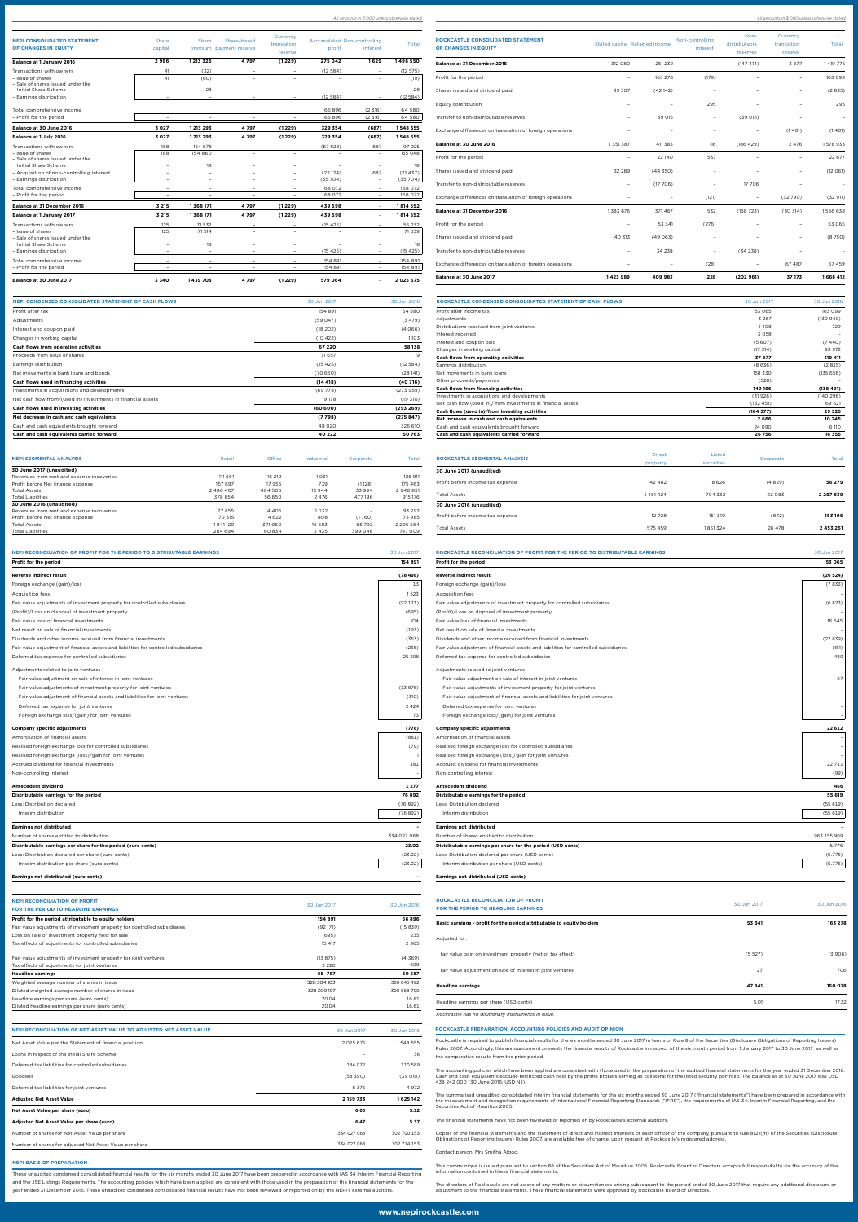All amounts in €'000 unless otherwise stated

## NEPI CONSOLIDATED STATEMENT OF CHANGES IN EQUITY

| | Share capital | Share premium | Share-based payment reserve | Currency translation reserve | Accumulated profit | Non-controlling interest | Total |
|---|---|---|---|---|---|---|---|
| **Balance at 1 January 2016** | **2 986** | **1 213 325** | **4 797** | **(1 229)** | **275 042** | **1 629** | **1 496 550** |
| Transactions with owners | 41 | (32) | - | - | (12 584) | - | (12 575) |
| - Issue of shares | 41 | (60) | - | - | - | - | (19) |
| - Sale of shares issued under the Initial Share Scheme | - | 28 | - | - | - | - | 28 |
| - Earnings distribution | - | - | - | - | (12 584) | - | (12 584) |
| Total comprehensive income | | | | | 66 896 | (2 316) | 64 580 |
| - Profit for the period | - | - | - | - | 66 896 | (2 316) | 64 580 |
| **Balance at 30 June 2016** | **3 027** | **1 213 293** | **4 797** | **(1 229)** | **329 354** | **(687)** | **1 548 555** |
| **Balance at 1 July 2016** | **3 027** | **1 213 293** | **4 797** | **(1 229)** | **329 354** | **(687)** | **1 548 555** |
| Transactions with owners | 188 | 154 878 | - | - | (57 828) | 687 | 97 925 |
| - Issue of shares | 188 | 154 860 | - | - | - | - | 155 048 |
| - Sale of shares issued under the Initial Share Scheme | - | 18 | - | - | - | - | 18 |
| - Acquisition of non-controlling interest | - | - | - | - | (22 124) | 687 | (21 437) |
| - Earnings distribution | - | - | - | - | (35 704) | - | (35 704) |
| Total comprehensive income | - | - | - | - | 168 072 | - | 168 072 |
| - Profit for the period | - | - | - | - | 168 072 | - | 168 072 |
| **Balance at 31 December 2016** | **3 215** | **1 368 171** | **4 797** | **(1 229)** | **439 598** | **-** | **1 814 552** |
| **Balance at 1 January 2017** | **3 215** | **1 368 171** | **4 797** | **(1 229)** | **439 598** | **-** | **1 814 552** |
| Transactions with owners | 125 | 71 532 | - | - | (15 425) | - | 56 232 |
| - Issue of shares | 125 | 71 514 | - | - | - | - | 71 639 |
| - Sale of shares issued under the Initial Share Scheme | - | 18 | - | - | - | - | 18 |
| - Earnings distribution | - | - | - | - | (15 425) | - | (15 425) |
| Total comprehensive income | - | - | - | - | 154 891 | - | 154 891 |
| - Profit for the period | - | - | - | - | 154 891 | - | 154 891 |
| **Balance at 30 June 2017** | **3 340** | **1 439 703** | **4 797** | **(1 229)** | **579 064** | **-** | **2 025 675** |

## NEPI CONDENSED CONSOLIDATED STATEMENT OF CASH FLOWS

| | 30 Jun 2017 | 30 Jun 2016 |
|---|---|---|
| Profit after tax | 154 891 | 64 580 |
| Adjustments | (59 047) | (3 479) |
| Interest and coupon paid | (18 202) | (4 066) |
| Changes in working capital | (10 422) | 1 103 |
| **Cash flows from operating activities** | **67 220** | **58 138** |
| Proceeds from issue of shares | 71 657 | 9 |
| Earnings distribution | (15 425) | (12 584) |
| Net movements in bank loans and bonds | (70 650) | (28 141) |
| **Cash flows used in financing activities** | **(14 418)** | **(40 716)** |
| Investments in acquisitions and developments | (69 778) | (273 959) |
| Net cash flow from/(used in) investments in financial assets | 9 178 | (19 310) |
| **Cash flows used in investing activities** | **(60 600)** | **(293 269)** |
| **Net decrease in cash and cash equivalents** | **(7 798)** | **(275 847)** |
| Cash and cash equivalents brought forward | 48 020 | 326 610 |
| **Cash and cash equivalents carried forward** | **40 222** | **50 763** |

## NEPI SEGMENTAL ANALYSIS

| | Retail | Office | Industrial | Corporate | Total |
|---|---|---|---|---|---|
| **30 June 2017 (unaudited)** | | | | | |
| Revenues from rent and expense recoveries | 111 661 | 16 219 | 1 031 | - | 128 911 |
| Profit before Net finance expense | 157 897 | 17 955 | 739 | (1 128) | 175 463 |
| Total Assets | 2 486 407 | 404 506 | 15 944 | 33 994 | 2 940 851 |
| Total Liabilities | 378 854 | 56 650 | 2 476 | 477 196 | 915 176 |
| **30 June 2016 (unaudited)** | | | | | |
| Revenues from rent and expense recoveries | 77 855 | 14 405 | 1 032 | - | 93 292 |
| Profit before Net finance expense | 70 315 | 4 622 | 808 | (1 760) | 73 985 |
| Total Assets | 1 841 129 | 371 960 | 16 683 | 65 792 | 2 295 564 |
| Total Liabilities | 284 694 | 60 834 | 2 435 | 399 046 | 747 009 |

## NEPI RECONCILIATION OF PROFIT FOR THE PERIOD TO DISTRIBUTABLE EARNINGS

| | 30 Jun 2017 |
|---|---|
| **Profit for the period** | **154 891** |
| **Reverse indirect result** | **(78 498)** |
| Foreign exchange (gain)/loss | 13 |
| Acquisition fees | 1 523 |
| Fair value adjustments of investment property for controlled subsidiaries | (92 171) |
| (Profit)/Loss on disposal of investment property | (695) |
| Fair value loss of financial investments | 104 |
| Net result on sale of financial investments | (193) |
| Dividends and other income received from financial investments | (363) |
| Fair value adjustment of financial assets and liabilities for controlled subsidiaries | (236) |
| Deferred tax expense for controlled subsidiaries | 25 208 |
| Adjustments related to joint ventures | |
| Fair value adjustment on sale of interest in joint ventures | - |
| Fair value adjustments of investment property for joint ventures | (13 875) |
| Fair value adjustment of financial assets and liabilities for joint ventures | (310) |
| Deferred tax expense for joint ventures | 2 424 |
| Foreign exchange loss/(gain) for joint ventures | 73 |
| **Company specific adjustments** | **(778)** |
| Amortisation of financial assets | (881) |
| Realised foreign exchange loss for controlled subsidiaries | (79) |
| Realised foreign exchange (loss)/gain for joint ventures | 1 |
| Accrued dividend for financial investments | 181 |
| Non-controlling interest | - |
| **Antecedent dividend** | **1 277** |
| **Distributable earnings for the period** | **76 892** |
| Less: Distribution declared | (76 892) |
| Interim distribution | (76 892) |
| **Earnings not distributed** | - |
| Number of shares entitled to distribution | 334 027 068 |
| **Distributable earnings per share for the period (euro cents)** | **23.02** |
| Less: Distribution declared per share (euro cents) | (23.02) |
| Interim distribution per share (euro cents) | (23.02) |
| **Earnings not distributed (euro cents)** | - |

## NEPI RECONCILIATION OF PROFIT FOR THE PERIOD TO HEADLINE EARNINGS

| | 30 Jun 2017 | 30 Jun 2016 |
|---|---|---|
| **Profit for the period attributable to equity holders** | **154 891** | **66 896** |
| Fair value adjustments of investment property for controlled subsidiaries | (92 171) | (15 839) |
| Loss on sale of investment property held for sale | (695) | 235 |
| Tax effects of adjustments for controlled subsidiaries | 15 417 | 2 965 |
| Fair value adjustments of investment property for joint ventures | (13 875) | (4 369) |
| Tax effects of adjustments for joint ventures | 2 220 | 699 |
| **Headline earnings** | **65 787** | **50 587** |
| Weighted average number of shares in issue | 328 304 103 | 300 845 492 |
| Diluted weighted average number of shares in issue | 328 309 197 | 300 868 790 |
| Headline earnings per share (euro cents) | 20.04 | 16.81 |
| Diluted headline earnings per share (euro cents) | 20.04 | 16.81 |

## NEPI RECONCILIATION OF NET ASSET VALUE TO ADJUSTED NET ASSET VALUE

| | 30 Jun 2017 | 30 Jun 2016 |
|---|---|---|
| Net Asset Value per the Statement of financial position | 2 025 675 | 1 548 555 |
| Loans in respect of the Initial Share Scheme | - | 36 |
| Deferred tax liabilities for controlled subsidiaries | 184 072 | 110 589 |
| Goodwill | (58 390) | (39 010) |
| Deferred tax liabilities for joint ventures | 8 376 | 4 972 |
| **Adjusted Net Asset Value** | **2 159 733** | **1 625 142** |
| **Net Asset Value per share (euro)** | **6.06** | **5.12** |
| **Adjusted Net Asset Value per share (euro)** | **6.47** | **5.37** |
| Number of shares for Net Asset Value per share | 334 027 068 | 302 700 153 |
| Number of shares for adjusted Net Asset Value per share | 334 027 068 | 302 714 153 |

## NEPI BASIS OF PREPARATION

These unaudited condensed consolidated financial results for the six months ended 30 June 2017 have been prepared in accordance with IAS 34 Interim Financial Reporting and the JSE Listings Requirements. The accounting policies which have been applied are consistent with those used in the preparation of the financial statements for the year ended 31 December 2016. These unaudited condensed consolidated financial results have not been reviewed or reported on by the NEPI's external auditors.

All amounts in $'000 unless otherwise stated

## ROCKCASTLE CONSOLIDATED STATEMENT OF CHANGES IN EQUITY

| | Stated capital | Retained income | Non-controlling interest | Non-distributable reserves | Currency translation reserve | Total |
|---|---|---|---|---|---|---|
| **Balance at 31 December 2015** | 1 312 080 | 251 232 | - | (147 414) | 3 877 | 1 419 775 |
| Profit for the period | - | 163 278 | (179) | - | - | 163 099 |
| Shares issued and dividend paid | 39 307 | (42 142) | - | - | - | (2 835) |
| Equity contribution | - | - | 295 | - | - | 295 |
| Transfer to non-distributable reserves | - | 39 015 | - | (39 015) | - | - |
| Exchange differences on translation of foreign operations | - | - | - | - | (1 401) | (1 401) |
| **Balance at 30 June 2016** | 1 351 387 | 411 383 | 116 | (186 429) | 2 476 | 1 578 933 |
| Profit for the period | - | 22 140 | 537 | - | - | 22 677 |
| Shares issued and dividend paid | 32 289 | (44 350) | - | - | - | (12 061) |
| Transfer to non-distributable reserves | - | (17 706) | - | 17 706 | - | - |
| Exchange differences on translation of foreign operations | - | - | (121) | - | (32 790) | (32 911) |
| **Balance at 31 December 2016** | 1 383 676 | 371 467 | 532 | (168 723) | (30 314) | 1 556 638 |
| Profit for the period | - | 53 341 | (276) | - | - | 53 065 |
| Shares issued and dividend paid | 40 313 | (49 063) | - | - | - | (8 750) |
| Transfer to non-distributable reserves | - | 34 238 | - | (34 238) | - | - |
| Exchange differences on translation of foreign operations | - | - | (28) | - | 67 487 | 67 459 |
| **Balance at 30 June 2017** | **1 423 989** | **409 983** | **228** | **(202 961)** | **37 173** | **1 668 412** |

## ROCKCASTLE CONDENSED CONSOLIDATED STATEMENT OF CASH FLOWS

| | 30 Jun 2017 | 30 Jun 2016 |
|---|---|---|
| Profit after income tax | 53 065 | 163 099 |
| Adjustments | 3 267 | (130 949) |
| Distributions received from joint ventures | 1 408 | 729 |
| Interest received | 3 058 | - |
| Interest and coupon paid | (5 607) | (7 440) |
| Changes in working capital | (17 314) | 93 972 |
| **Cash flows from operating activities** | **37 877** | **119 411** |
| Earnings distribution | (8 636) | (2 835) |
| Net movements in bank loans | 158 330 | (135 656) |
| Other proceeds/payments | (528) | - |
| **Cash flows from financing activities** | **149 166** | **(138 491)** |
| Investments in acquisitions and developments | (31 926) | (140 296) |
| Net cash flow (used in)/from investments in financial assets | (152 451) | 169 621 |
| **Cash flows (used in)/from investing activities** | **(184 377)** | **29 325** |
| **Net increase in cash and cash equivalents** | **2 666** | **10 245** |
| Cash and cash equivalents brought forward | 24 090 | 6 110 |
| **Cash and cash equivalents carried forward** | **26 756** | **16 355** |

## ROCKCASTLE SEGMENTAL ANALYSIS

| | Direct property | Listed securities | Corporate | Total |
|---|---|---|---|---|
| **30 June 2017 (unaudited)** | | | | |
| Profit before income tax expense | 42 482 | 18 626 | (4 829) | **56 279** |
| Total Assets | 1 481 424 | 794 332 | 22 083 | **2 297 839** |
| **30 June 2016 (unaudited)** | | | | |
| Profit before income tax expense | 12 728 | 151 310 | (842) | **163 196** |
| Total Assets | 575 459 | 1 851 324 | 26 478 | **2 453 261** |

## ROCKCASTLE RECONCILIATION OF PROFIT FOR THE PERIOD TO DISTRIBUTABLE EARNINGS

| | 30 Jun 2017 |
|---|---|
| **Profit for the period** | **53 065** |
| **Reverse indirect result** | **(20 524)** |
| Foreign exchange (gain)/loss | (7 833) |
| Acquisition fees | - |
| Fair value adjustments of investment property for controlled subsidiaries | (6 823) |
| (Profit)/Loss on disposal of investment property | - |
| Fair value loss of financial investments | 16 645 |
| Net result on sale of financial investments | - |
| Dividends and other income received from financial investments | (22 839) |
| Fair value adjustment of financial assets and liabilities for controlled subsidiaries | (181) |
| Deferred tax expense for controlled subsidiaries | 480 |
| Adjustments related to joint ventures | |
| Fair value adjustment on sale of interest in joint ventures | 27 |
| Fair value adjustments of investment property for joint ventures | - |
| Fair value adjustment of financial assets and liabilities for joint ventures | - |
| Deferred tax expense for joint ventures | - |
| Foreign exchange loss/(gain) for joint ventures | - |
| **Company specific adjustments** | **22 612** |
| Amortisation of financial assets | - |
| Realised foreign exchange loss for controlled subsidiaries | - |
| Realised foreign exchange (loss)/gain for joint ventures | - |
| Accrued dividend for financial investments | 22 711 |
| Non-controlling interest | (99) |
| **Antecedent dividend** | **466** |
| **Distributable earnings for the period** | **55 619** |
| Less: Distribution declared | (55 619) |
| Interim distribution | (55 619) |
| **Earnings not distributed** | - |
| Number of shares entitled to distribution | 963 155 909 |
| **Distributable earnings per share for the period (USD cents)** | 5.775 |
| Less: Distribution declared per share (USD cents) | (5.775) |
| Interim distribution per share (USD cents) | (5.775) |
| **Earnings not distributed (USD cents)** | - |

## ROCKCASTLE RECONCILIATION OF PROFIT FOR THE PERIOD TO HEADLINE EARNINGS

| | 30 Jun 2017 | 30 Jun 2016 |
|---|---|---|
| **Basic earnings - profit for the period attributable to equity holders** | **53 341** | **163 278** |
| Adjusted for: | | |
| fair value gain on investment property (net of tax effect) | (5 527) | (3 906) |
| fair value adjustment on sale of interest in joint ventures | 27 | 706 |
| **Headline earnings** | **47 841** | **160 078** |
| Headline earnings per share (USD cents) | 5.01 | 17.32 |

*Rockcastle has no dilutionary instruments in issue.*

## ROCKCASTLE PREPARATION, ACCOUNTING POLICIES AND AUDIT OPINION

Rockcastle is required to publish financial results for the six months ended 30 June 2017 in terms of Rule 8 of the Securities (Disclosure Obligations of Reporting Issuers) Rules 2007. Accordingly, this announcement presents the financial results of Rockcastle in respect of the six month period from 1 January 2017 to 30 June 2017 as well as the comparative results from the prior period.

The accounting policies which have been applied are consistent with those used in the preparation of the audited financial statements for the year ended 31 December 2016. Cash and cash equivalents exclude restricted cash held by the prime brokers serving as collateral for the listed security portfolio. The balance as at 30 June 2017 was USD 438 242 000 (30 June 2016: USD Nil).

The summarised unaudited consolidated interim financial statements for the six months ended 30 June 2017 ("financial statements") have been prepared in accordance with the measurement and recognition requirements of International Financial Reporting Standards ("IFRS"), the requirements of IAS 34: Interim Financial Reporting, and the Securities Act of Mauritius 2005.

The financial statements have not been reviewed or reported on by Rockcastle's external auditors.

Copies of the financial statements and the statement of direct and indirect interests of each officer of the company, pursuant to rule 8(2)(m) of the Securities (Disclosure Obligations of Reporting Issuers) Rules 2007, are available free of charge, upon request at Rockcastle's registered address.

Contact person: Mrs Smitha Algoo.

This communiqué is issued pursuant to section 88 of the Securities Act of Mauritius 2005. Rockcastle Board of Directors accepts full responsibility for the accuracy of the information contained in these financial statements.

The directors of Rockcastle are not aware of any matters or circumstances arising subsequent to the period ended 30 June 2017 that require any additional disclosure or adjustment to the financial statements. These financial statements were approved by Rockcastle Board of Directors.

www.nepirockcastle.com